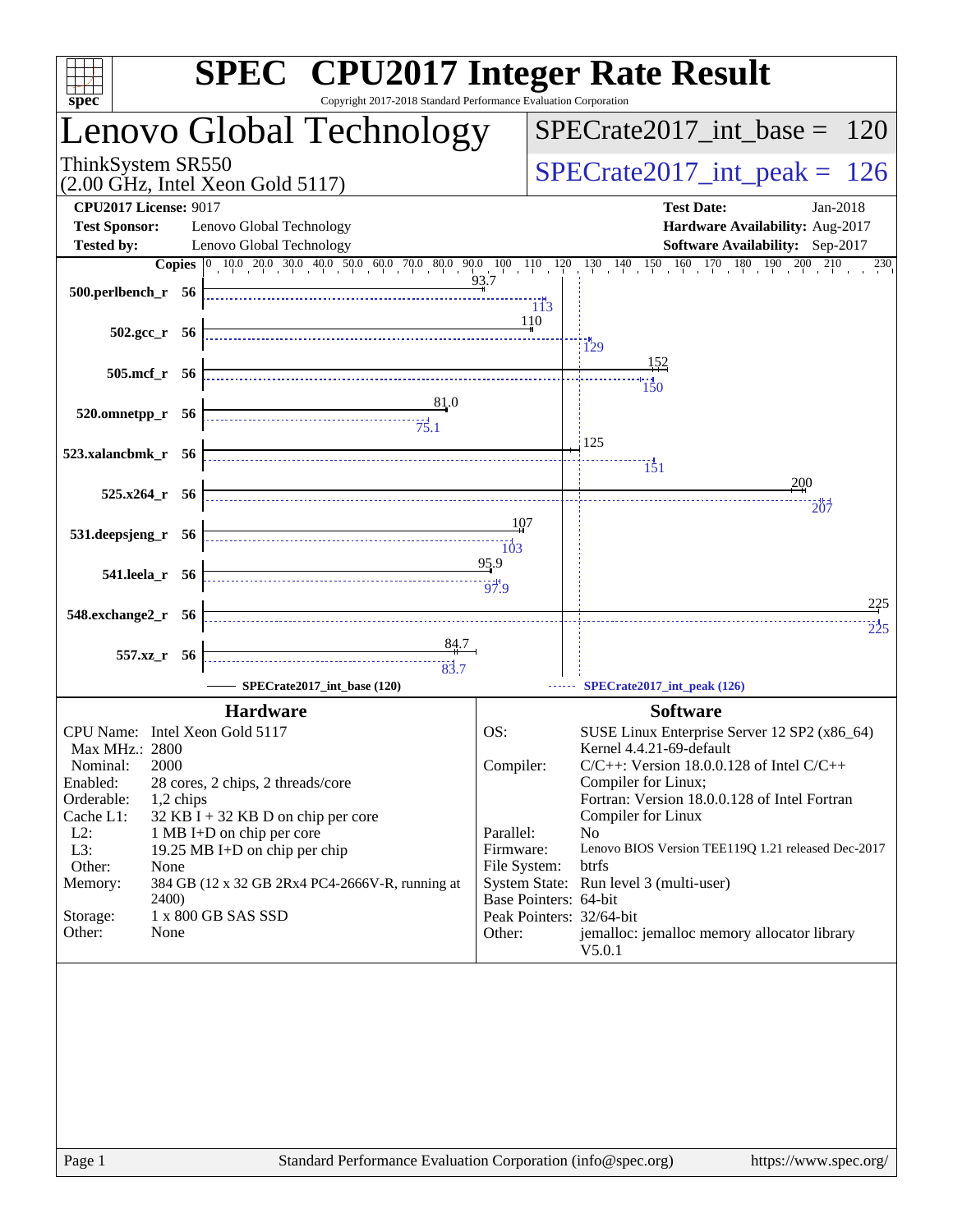# SPEC CPU2017 Integer Rate Result

Copyright 2017-2018 Standard Performance Evaluation Corporation

## Lenovo Global Technology

ThinkSystem SR550
(2.00 GHz, Intel Xeon Gold 5117)

**SPECrate2017_int_base = 120**

**SPECrate2017_int_peak = 126**

**CPU2017 License:** 9017
**Test Sponsor:** Lenovo Global Technology
**Tested by:** Lenovo Global Technology

**Test Date:** Jan-2018
**Hardware Availability:** Aug-2017
**Software Availability:** Sep-2017

| Benchmark | Copies | SPECrate2017_int_base (120) | SPECrate2017_int_peak (126) |
|---|---|---|---|
| 500.perlbench_r | 56 | 93.7 | 113 |
| 502.gcc_r | 56 | 110 | 129 |
| 505.mcf_r | 56 | 152 | 150 |
| 520.omnetpp_r | 56 | 81.0 | 75.1 |
| 523.xalancbmk_r | 56 | 125 | 151 |
| 525.x264_r | 56 | 200 | 207 |
| 531.deepsjeng_r | 56 | 107 | 103 |
| 541.leela_r | 56 | 95.9 | 97.9 |
| 548.exchange2_r | 56 | 225 | 225 |
| 557.xz_r | 56 | 84.7 | 83.7 |

### Hardware

- **CPU Name:** Intel Xeon Gold 5117
- **Max MHz.:** 2800
- **Nominal:** 2000
- **Enabled:** 28 cores, 2 chips, 2 threads/core
- **Orderable:** 1,2 chips
- **Cache L1:** 32 KB I + 32 KB D on chip per core
- **L2:** 1 MB I+D on chip per core
- **L3:** 19.25 MB I+D on chip per chip
- **Other:** None
- **Memory:** 384 GB (12 x 32 GB 2Rx4 PC4-2666V-R, running at 2400)
- **Storage:** 1 x 800 GB SAS SSD
- **Other:** None

### Software

- **OS:** SUSE Linux Enterprise Server 12 SP2 (x86_64) Kernel 4.4.21-69-default
- **Compiler:** C/C++: Version 18.0.0.128 of Intel C/C++ Compiler for Linux; Fortran: Version 18.0.0.128 of Intel Fortran Compiler for Linux
- **Parallel:** No
- **Firmware:** Lenovo BIOS Version TEE119Q 1.21 released Dec-2017
- **File System:** btrfs
- **System State:** Run level 3 (multi-user)
- **Base Pointers:** 64-bit
- **Peak Pointers:** 32/64-bit
- **Other:** jemalloc: jemalloc memory allocator library V5.0.1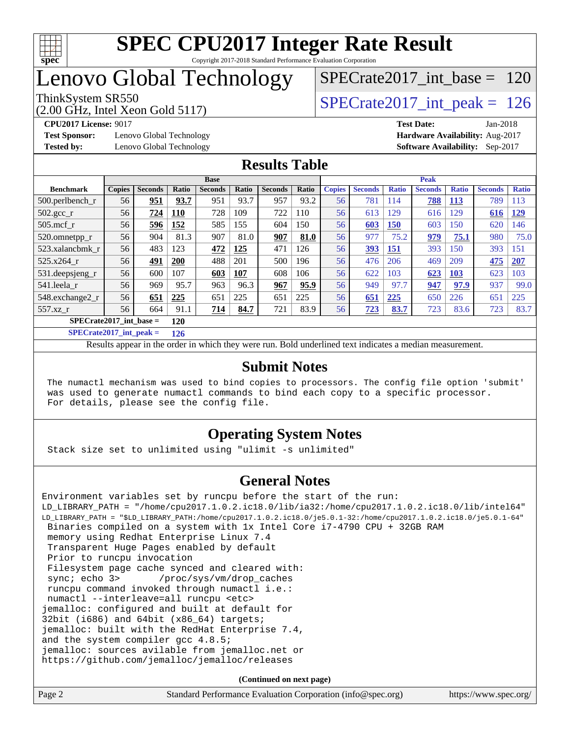# SPEC CPU2017 Integer Rate Result

Copyright 2017-2018 Standard Performance Evaluation Corporation

# Lenovo Global Technology

ThinkSystem SR550
(2.00 GHz, Intel Xeon Gold 5117)

SPECrate2017_int_base = 120

SPECrate2017_int_peak = 126

**CPU2017 License:** 9017
**Test Sponsor:** Lenovo Global Technology
**Tested by:** Lenovo Global Technology

**Test Date:** Jan-2018
**Hardware Availability:** Aug-2017
**Software Availability:** Sep-2017

## Results Table

| Benchmark | Base | | | | | | | Peak | | | | | | |
|---|---|---|---|---|---|---|---|---|---|---|---|---|---|---|
| | Copies | Seconds | Ratio | Seconds | Ratio | Seconds | Ratio | Copies | Seconds | Ratio | Seconds | Ratio | Seconds | Ratio |
| 500.perlbench_r | 56 | **951** | **93.7** | 951 | 93.7 | 957 | 93.2 | 56 | 781 | 114 | **788** | **113** | 789 | 113 |
| 502.gcc_r | 56 | **724** | **110** | 728 | 109 | 722 | 110 | 56 | 613 | 129 | 616 | 129 | **616** | **129** |
| 505.mcf_r | 56 | **596** | **152** | 585 | 155 | 604 | 150 | 56 | **603** | **150** | 603 | 150 | 620 | 146 |
| 520.omnetpp_r | 56 | 904 | 81.3 | 907 | 81.0 | **907** | **81.0** | 56 | 977 | 75.2 | **979** | **75.1** | 980 | 75.0 |
| 523.xalancbmk_r | 56 | 483 | 123 | **472** | **125** | 471 | 126 | 56 | **393** | **151** | 393 | 150 | 393 | 151 |
| 525.x264_r | 56 | **491** | **200** | 488 | 201 | 500 | 196 | 56 | 476 | 206 | 469 | 209 | **475** | **207** |
| 531.deepsjeng_r | 56 | 600 | 107 | **603** | **107** | 608 | 106 | 56 | 622 | 103 | **623** | **103** | 623 | 103 |
| 541.leela_r | 56 | 969 | 95.7 | 963 | 96.3 | **967** | **95.9** | 56 | 949 | 97.7 | **947** | **97.9** | 937 | 99.0 |
| 548.exchange2_r | 56 | **651** | **225** | 651 | 225 | 651 | 225 | 56 | **651** | **225** | 650 | 226 | 651 | 225 |
| 557.xz_r | 56 | 664 | 91.1 | **714** | **84.7** | 721 | 83.9 | 56 | **723** | **83.7** | 723 | 83.6 | 723 | 83.7 |

**SPECrate2017_int_base = 120**

**SPECrate2017_int_peak = 126**

Results appear in the order in which they were run. Bold underlined text indicates a median measurement.

## Submit Notes

```
The numactl mechanism was used to bind copies to processors. The config file option 'submit'
was used to generate numactl commands to bind each copy to a specific processor.
For details, please see the config file.
```

## Operating System Notes

```
Stack size set to unlimited using "ulimit -s unlimited"
```

## General Notes

```
Environment variables set by runcpu before the start of the run:
LD_LIBRARY_PATH = "/home/cpu2017.1.0.2.ic18.0/lib/ia32:/home/cpu2017.1.0.2.ic18.0/lib/intel64"
LD_LIBRARY_PATH = "$LD_LIBRARY_PATH:/home/cpu2017.1.0.2.ic18.0/je5.0.1-32:/home/cpu2017.1.0.2.ic18.0/je5.0.1-64"
 Binaries compiled on a system with 1x Intel Core i7-4790 CPU + 32GB RAM
 memory using Redhat Enterprise Linux 7.4
 Transparent Huge Pages enabled by default
 Prior to runcpu invocation
 Filesystem page cache synced and cleared with:
 sync; echo 3>       /proc/sys/vm/drop_caches
 runcpu command invoked through numactl i.e.:
 numactl --interleave=all runcpu <etc>
jemalloc: configured and built at default for
32bit (i686) and 64bit (x86_64) targets;
jemalloc: built with the RedHat Enterprise 7.4,
and the system compiler gcc 4.8.5;
jemalloc: sources avilable from jemalloc.net or
https://github.com/jemalloc/jemalloc/releases
```

**(Continued on next page)**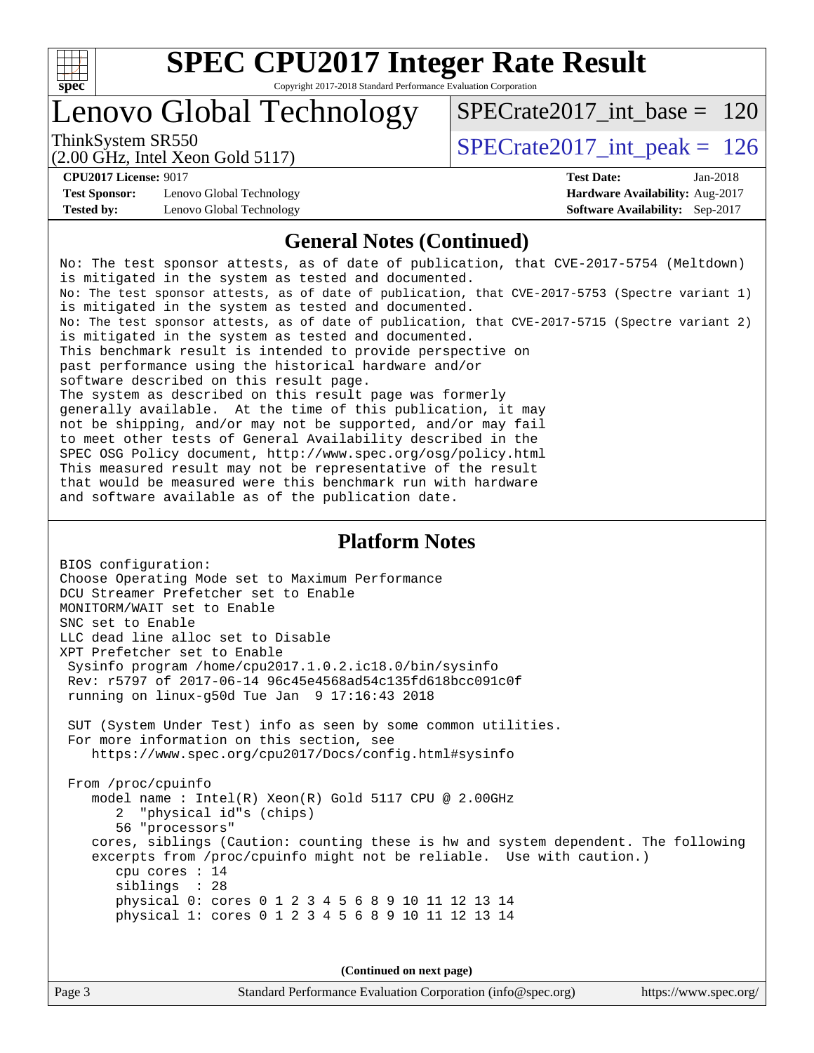# SPEC CPU2017 Integer Rate Result

Copyright 2017-2018 Standard Performance Evaluation Corporation

## Lenovo Global Technology

ThinkSystem SR550
(2.00 GHz, Intel Xeon Gold 5117)

SPECrate2017_int_base = 120

SPECrate2017_int_peak = 126

**CPU2017 License:** 9017
**Test Sponsor:** Lenovo Global Technology
**Tested by:** Lenovo Global Technology

**Test Date:** Jan-2018
**Hardware Availability:** Aug-2017
**Software Availability:** Sep-2017

## General Notes (Continued)

```
No: The test sponsor attests, as of date of publication, that CVE-2017-5754 (Meltdown)
is mitigated in the system as tested and documented.
No: The test sponsor attests, as of date of publication, that CVE-2017-5753 (Spectre variant 1)
is mitigated in the system as tested and documented.
No: The test sponsor attests, as of date of publication, that CVE-2017-5715 (Spectre variant 2)
is mitigated in the system as tested and documented.
This benchmark result is intended to provide perspective on
past performance using the historical hardware and/or
software described on this result page.
The system as described on this result page was formerly
generally available.  At the time of this publication, it may
not be shipping, and/or may not be supported, and/or may fail
to meet other tests of General Availability described in the
SPEC OSG Policy document, http://www.spec.org/osg/policy.html
This measured result may not be representative of the result
that would be measured were this benchmark run with hardware
and software available as of the publication date.
```

## Platform Notes

```
BIOS configuration:
Choose Operating Mode set to Maximum Performance
DCU Streamer Prefetcher set to Enable
MONITORM/WAIT set to Enable
SNC set to Enable
LLC dead line alloc set to Disable
XPT Prefetcher set to Enable
 Sysinfo program /home/cpu2017.1.0.2.ic18.0/bin/sysinfo
 Rev: r5797 of 2017-06-14 96c45e4568ad54c135fd618bcc091c0f
 running on linux-g50d Tue Jan  9 17:16:43 2018

 SUT (System Under Test) info as seen by some common utilities.
 For more information on this section, see
    https://www.spec.org/cpu2017/Docs/config.html#sysinfo

 From /proc/cpuinfo
    model name : Intel(R) Xeon(R) Gold 5117 CPU @ 2.00GHz
       2  "physical id"s (chips)
       56 "processors"
    cores, siblings (Caution: counting these is hw and system dependent. The following
    excerpts from /proc/cpuinfo might not be reliable.  Use with caution.)
       cpu cores : 14
       siblings  : 28
       physical 0: cores 0 1 2 3 4 5 6 8 9 10 11 12 13 14
       physical 1: cores 0 1 2 3 4 5 6 8 9 10 11 12 13 14
```

(Continued on next page)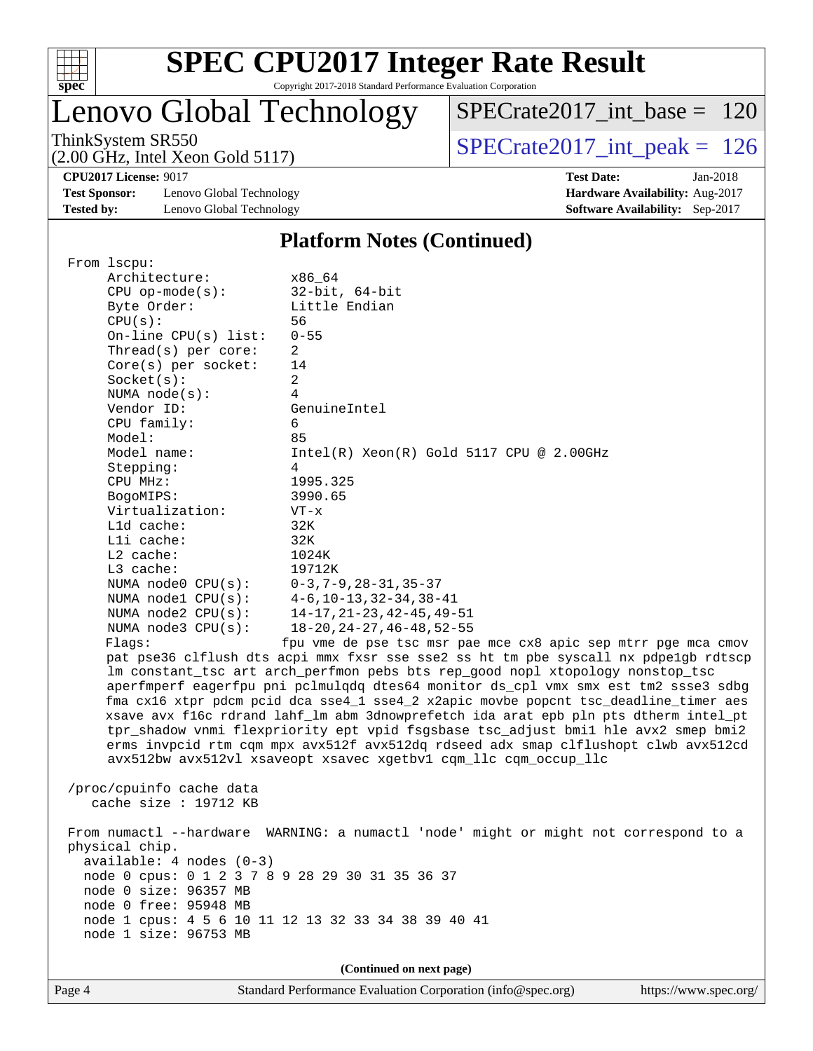# SPEC CPU2017 Integer Rate Result

Copyright 2017-2018 Standard Performance Evaluation Corporation

## Lenovo Global Technology

ThinkSystem SR550
(2.00 GHz, Intel Xeon Gold 5117)

SPECrate2017_int_base = 120

SPECrate2017_int_peak = 126

**CPU2017 License:** 9017
**Test Sponsor:** Lenovo Global Technology
**Tested by:** Lenovo Global Technology

**Test Date:** Jan-2018
**Hardware Availability:** Aug-2017
**Software Availability:** Sep-2017

### Platform Notes (Continued)

```
From lscpu:
    Architecture:          x86_64
    CPU op-mode(s):        32-bit, 64-bit
    Byte Order:            Little Endian
    CPU(s):                56
    On-line CPU(s) list:   0-55
    Thread(s) per core:    2
    Core(s) per socket:    14
    Socket(s):             2
    NUMA node(s):          4
    Vendor ID:             GenuineIntel
    CPU family:            6
    Model:                 85
    Model name:            Intel(R) Xeon(R) Gold 5117 CPU @ 2.00GHz
    Stepping:              4
    CPU MHz:               1995.325
    BogoMIPS:              3990.65
    Virtualization:        VT-x
    L1d cache:             32K
    L1i cache:             32K
    L2 cache:              1024K
    L3 cache:              19712K
    NUMA node0 CPU(s):     0-3,7-9,28-31,35-37
    NUMA node1 CPU(s):     4-6,10-13,32-34,38-41
    NUMA node2 CPU(s):     14-17,21-23,42-45,49-51
    NUMA node3 CPU(s):     18-20,24-27,46-48,52-55
    Flags:                 fpu vme de pse tsc msr pae mce cx8 apic sep mtrr pge mca cmov
    pat pse36 clflush dts acpi mmx fxsr sse sse2 ss ht tm pbe syscall nx pdpe1gb rdtscp
    lm constant_tsc art arch_perfmon pebs bts rep_good nopl xtopology nonstop_tsc
    aperfmperf eagerfpu pni pclmulqdq dtes64 monitor ds_cpl vmx smx est tm2 ssse3 sdbg
    fma cx16 xtpr pdcm pcid dca sse4_1 sse4_2 x2apic movbe popcnt tsc_deadline_timer aes
    xsave avx f16c rdrand lahf_lm abm 3dnowprefetch ida arat epb pln pts dtherm intel_pt
    tpr_shadow vnmi flexpriority ept vpid fsgsbase tsc_adjust bmi1 hle avx2 smep bmi2
    erms invpcid rtm cqm mpx avx512f avx512dq rdseed adx smap clflushopt clwb avx512cd
    avx512bw avx512vl xsaveopt xsavec xgetbv1 cqm_llc cqm_occup_llc

 /proc/cpuinfo cache data
    cache size : 19712 KB

 From numactl --hardware  WARNING: a numactl 'node' might or might not correspond to a
 physical chip.
   available: 4 nodes (0-3)
   node 0 cpus: 0 1 2 3 7 8 9 28 29 30 31 35 36 37
   node 0 size: 96357 MB
   node 0 free: 95948 MB
   node 1 cpus: 4 5 6 10 11 12 13 32 33 34 38 39 40 41
   node 1 size: 96753 MB
```

(Continued on next page)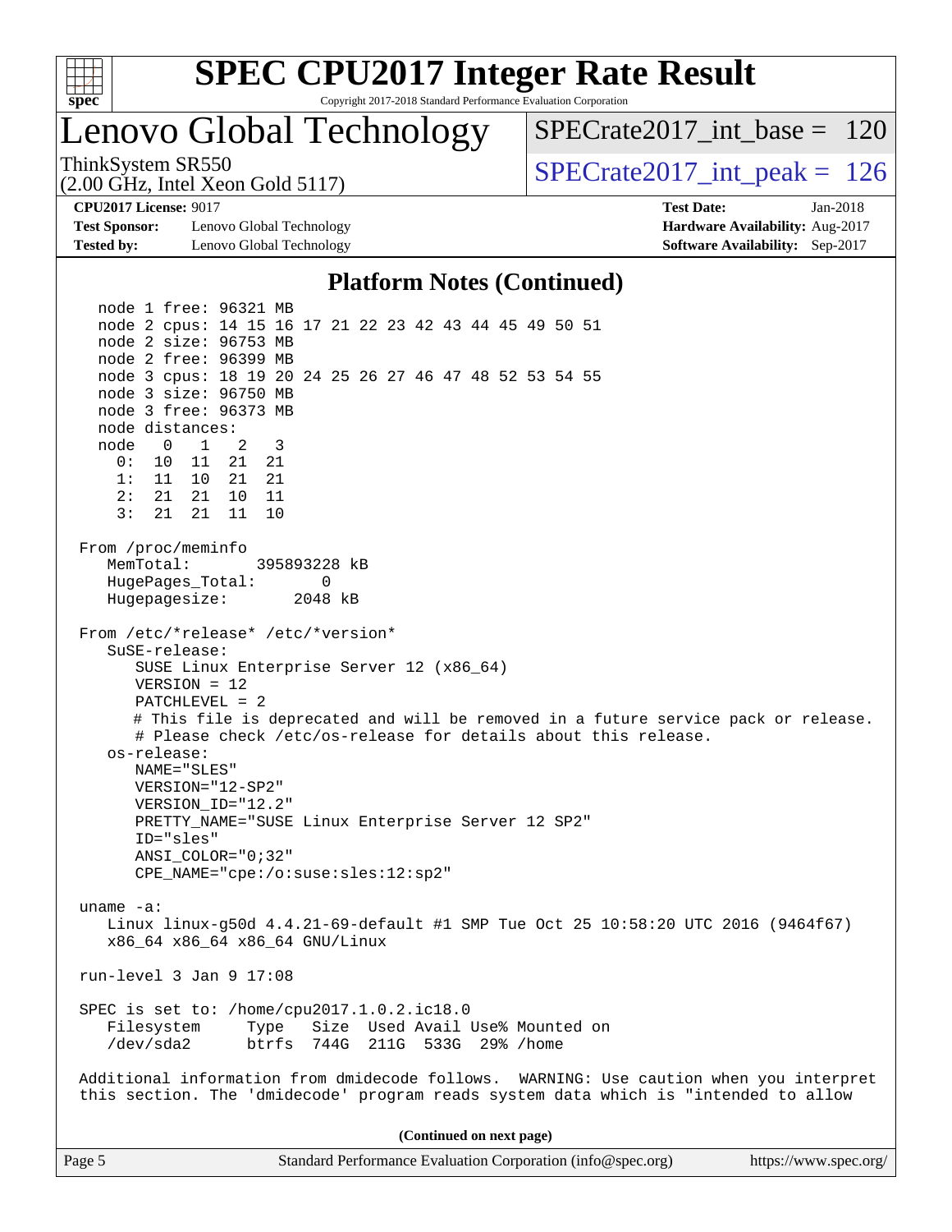## Platform Notes (Continued)

```
   node 1 free: 96321 MB
   node 2 cpus: 14 15 16 17 21 22 23 42 43 44 45 49 50 51
   node 2 size: 96753 MB
   node 2 free: 96399 MB
   node 3 cpus: 18 19 20 24 25 26 27 46 47 48 52 53 54 55
   node 3 size: 96750 MB
   node 3 free: 96373 MB
   node distances:
   node   0   1   2   3
     0:  10  11  21  21
     1:  11  10  21  21
     2:  21  21  10  11
     3:  21  21  11  10

 From /proc/meminfo
    MemTotal:       395893228 kB
    HugePages_Total:       0
    Hugepagesize:       2048 kB

 From /etc/*release* /etc/*version*
    SuSE-release:
       SUSE Linux Enterprise Server 12 (x86_64)
       VERSION = 12
       PATCHLEVEL = 2
       # This file is deprecated and will be removed in a future service pack or release.
       # Please check /etc/os-release for details about this release.
    os-release:
       NAME="SLES"
       VERSION="12-SP2"
       VERSION_ID="12.2"
       PRETTY_NAME="SUSE Linux Enterprise Server 12 SP2"
       ID="sles"
       ANSI_COLOR="0;32"
       CPE_NAME="cpe:/o:suse:sles:12:sp2"

 uname -a:
    Linux linux-g50d 4.4.21-69-default #1 SMP Tue Oct 25 10:58:20 UTC 2016 (9464f67)
    x86_64 x86_64 x86_64 GNU/Linux

 run-level 3 Jan 9 17:08

 SPEC is set to: /home/cpu2017.1.0.2.ic18.0
    Filesystem     Type   Size  Used Avail Use% Mounted on
    /dev/sda2      btrfs  744G  211G  533G  29% /home

 Additional information from dmidecode follows.  WARNING: Use caution when you interpret
 this section. The 'dmidecode' program reads system data which is "intended to allow
```

(Continued on next page)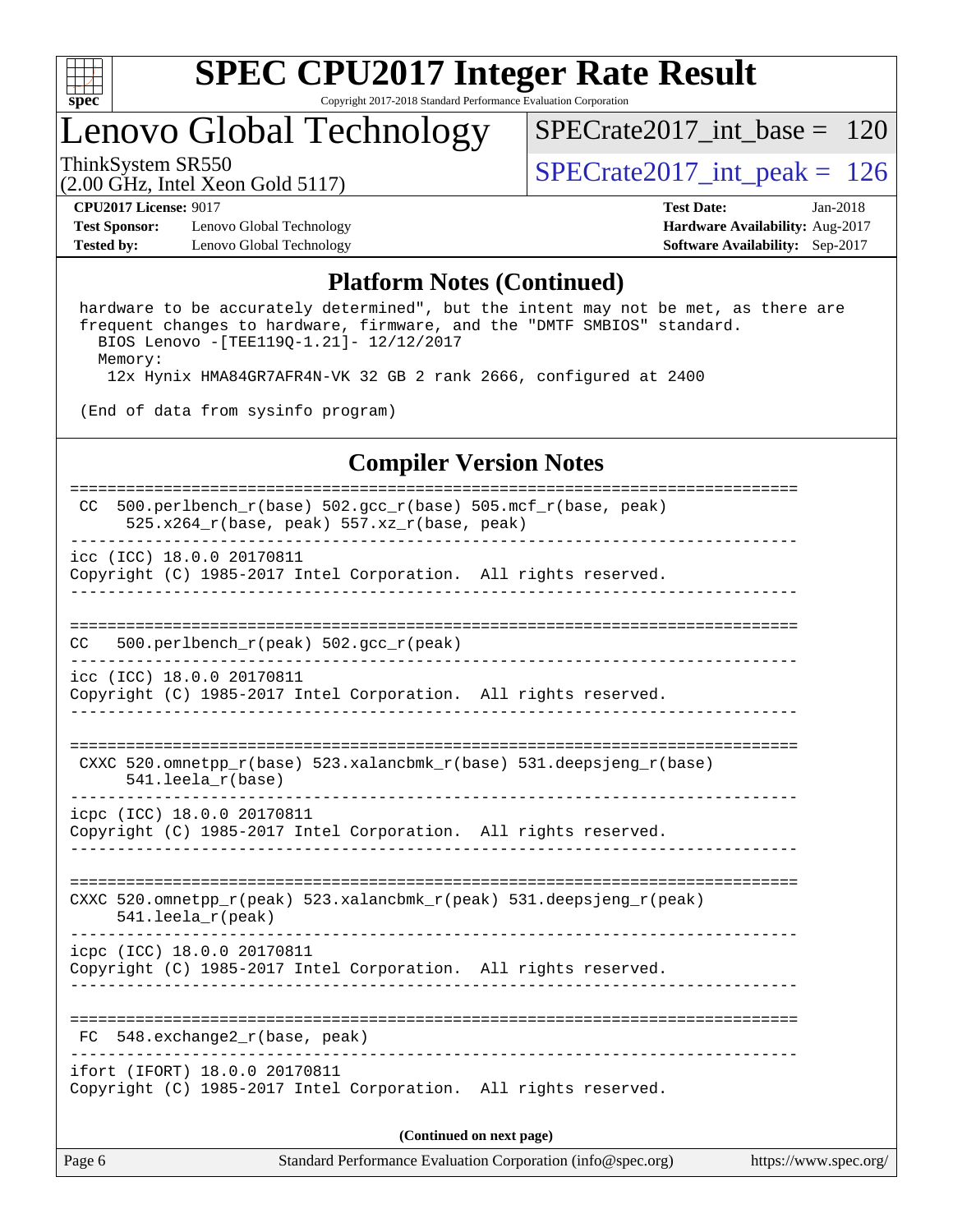## Platform Notes (Continued)

```
 hardware to be accurately determined", but the intent may not be met, as there are
 frequent changes to hardware, firmware, and the "DMTF SMBIOS" standard.
   BIOS Lenovo -[TEE119Q-1.21]- 12/12/2017
   Memory:
     12x Hynix HMA84GR7AFR4N-VK 32 GB 2 rank 2666, configured at 2400

 (End of data from sysinfo program)
```

## Compiler Version Notes

```
==============================================================================
 CC  500.perlbench_r(base) 502.gcc_r(base) 505.mcf_r(base, peak)
      525.x264_r(base, peak) 557.xz_r(base, peak)
------------------------------------------------------------------------------
icc (ICC) 18.0.0 20170811
Copyright (C) 1985-2017 Intel Corporation.  All rights reserved.
------------------------------------------------------------------------------

==============================================================================
CC   500.perlbench_r(peak) 502.gcc_r(peak)
------------------------------------------------------------------------------
icc (ICC) 18.0.0 20170811
Copyright (C) 1985-2017 Intel Corporation.  All rights reserved.
------------------------------------------------------------------------------

==============================================================================
 CXXC 520.omnetpp_r(base) 523.xalancbmk_r(base) 531.deepsjeng_r(base)
      541.leela_r(base)
------------------------------------------------------------------------------
icpc (ICC) 18.0.0 20170811
Copyright (C) 1985-2017 Intel Corporation.  All rights reserved.
------------------------------------------------------------------------------

==============================================================================
CXXC 520.omnetpp_r(peak) 523.xalancbmk_r(peak) 531.deepsjeng_r(peak)
     541.leela_r(peak)
------------------------------------------------------------------------------
icpc (ICC) 18.0.0 20170811
Copyright (C) 1985-2017 Intel Corporation.  All rights reserved.
------------------------------------------------------------------------------

==============================================================================
 FC  548.exchange2_r(base, peak)
------------------------------------------------------------------------------
ifort (IFORT) 18.0.0 20170811
Copyright (C) 1985-2017 Intel Corporation.  All rights reserved.
```

**(Continued on next page)**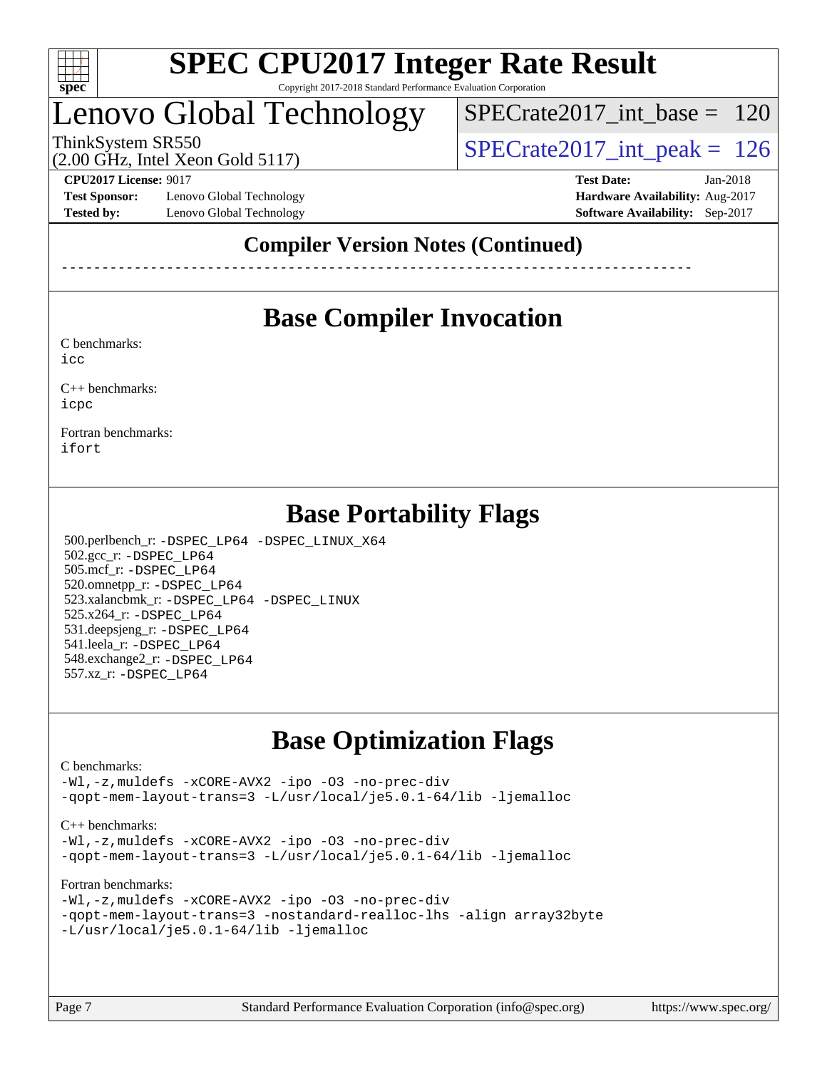## Compiler Version Notes (Continued)

------------------------------------------------------------------------------

## Base Compiler Invocation

C benchmarks:
icc

C++ benchmarks:
icpc

Fortran benchmarks:
ifort

## Base Portability Flags

500.perlbench_r: -DSPEC_LP64 -DSPEC_LINUX_X64
502.gcc_r: -DSPEC_LP64
505.mcf_r: -DSPEC_LP64
520.omnetpp_r: -DSPEC_LP64
523.xalancbmk_r: -DSPEC_LP64 -DSPEC_LINUX
525.x264_r: -DSPEC_LP64
531.deepsjeng_r: -DSPEC_LP64
541.leela_r: -DSPEC_LP64
548.exchange2_r: -DSPEC_LP64
557.xz_r: -DSPEC_LP64

## Base Optimization Flags

C benchmarks:
-Wl,-z,muldefs -xCORE-AVX2 -ipo -O3 -no-prec-div
-qopt-mem-layout-trans=3 -L/usr/local/je5.0.1-64/lib -ljemalloc

C++ benchmarks:
-Wl,-z,muldefs -xCORE-AVX2 -ipo -O3 -no-prec-div
-qopt-mem-layout-trans=3 -L/usr/local/je5.0.1-64/lib -ljemalloc

Fortran benchmarks:
-Wl,-z,muldefs -xCORE-AVX2 -ipo -O3 -no-prec-div
-qopt-mem-layout-trans=3 -nostandard-realloc-lhs -align array32byte
-L/usr/local/je5.0.1-64/lib -ljemalloc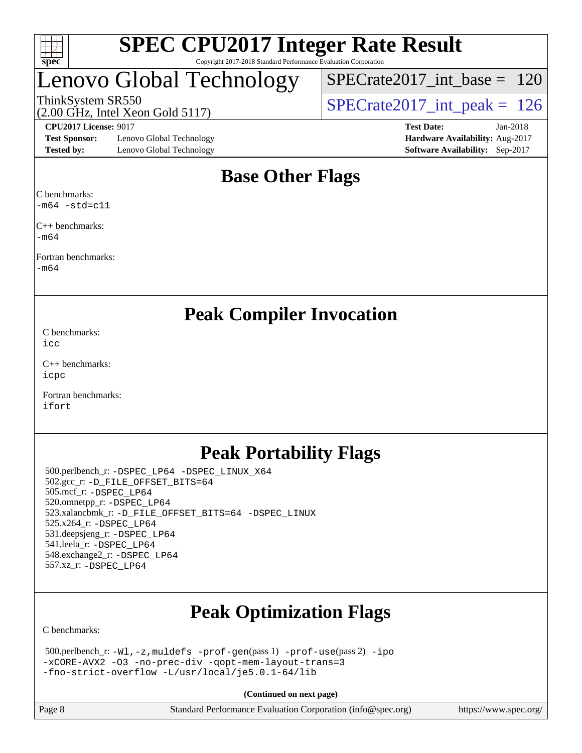# SPEC CPU2017 Integer Rate Result

Copyright 2017-2018 Standard Performance Evaluation Corporation

## Lenovo Global Technology

ThinkSystem SR550
(2.00 GHz, Intel Xeon Gold 5117)

SPECrate2017_int_base = 120

SPECrate2017_int_peak = 126

**CPU2017 License:** 9017
**Test Sponsor:** Lenovo Global Technology
**Tested by:** Lenovo Global Technology

**Test Date:** Jan-2018
**Hardware Availability:** Aug-2017
**Software Availability:** Sep-2017

## Base Other Flags

C benchmarks:
-m64 -std=c11

C++ benchmarks:
-m64

Fortran benchmarks:
-m64

## Peak Compiler Invocation

C benchmarks:
icc

C++ benchmarks:
icpc

Fortran benchmarks:
ifort

## Peak Portability Flags

500.perlbench_r: -DSPEC_LP64 -DSPEC_LINUX_X64
502.gcc_r: -D_FILE_OFFSET_BITS=64
505.mcf_r: -DSPEC_LP64
520.omnetpp_r: -DSPEC_LP64
523.xalancbmk_r: -D_FILE_OFFSET_BITS=64 -DSPEC_LINUX
525.x264_r: -DSPEC_LP64
531.deepsjeng_r: -DSPEC_LP64
541.leela_r: -DSPEC_LP64
548.exchange2_r: -DSPEC_LP64
557.xz_r: -DSPEC_LP64

## Peak Optimization Flags

C benchmarks:

500.perlbench_r: -Wl,-z,muldefs -prof-gen(pass 1) -prof-use(pass 2) -ipo
-xCORE-AVX2 -O3 -no-prec-div -qopt-mem-layout-trans=3
-fno-strict-overflow -L/usr/local/je5.0.1-64/lib

**(Continued on next page)**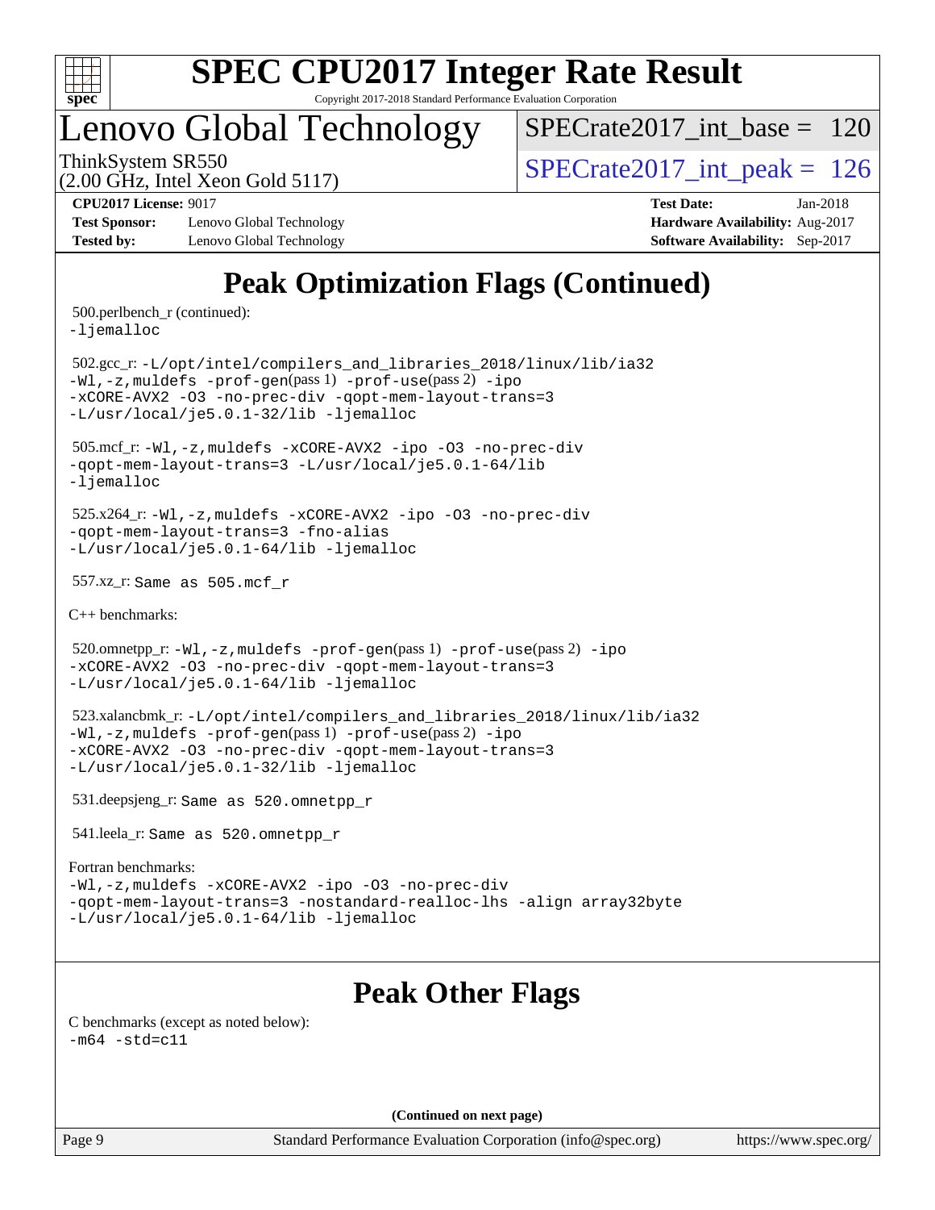# Peak Optimization Flags (Continued)

500.perlbench_r (continued):
-ljemalloc

502.gcc_r: -L/opt/intel/compilers_and_libraries_2018/linux/lib/ia32 -Wl,-z,muldefs -prof-gen(pass 1) -prof-use(pass 2) -ipo -xCORE-AVX2 -O3 -no-prec-div -qopt-mem-layout-trans=3 -L/usr/local/je5.0.1-32/lib -ljemalloc

505.mcf_r: -Wl,-z,muldefs -xCORE-AVX2 -ipo -O3 -no-prec-div -qopt-mem-layout-trans=3 -L/usr/local/je5.0.1-64/lib -ljemalloc

525.x264_r: -Wl,-z,muldefs -xCORE-AVX2 -ipo -O3 -no-prec-div -qopt-mem-layout-trans=3 -fno-alias -L/usr/local/je5.0.1-64/lib -ljemalloc

557.xz_r: Same as 505.mcf_r

C++ benchmarks:

520.omnetpp_r: -Wl,-z,muldefs -prof-gen(pass 1) -prof-use(pass 2) -ipo -xCORE-AVX2 -O3 -no-prec-div -qopt-mem-layout-trans=3 -L/usr/local/je5.0.1-64/lib -ljemalloc

523.xalancbmk_r: -L/opt/intel/compilers_and_libraries_2018/linux/lib/ia32 -Wl,-z,muldefs -prof-gen(pass 1) -prof-use(pass 2) -ipo -xCORE-AVX2 -O3 -no-prec-div -qopt-mem-layout-trans=3 -L/usr/local/je5.0.1-32/lib -ljemalloc

531.deepsjeng_r: Same as 520.omnetpp_r

541.leela_r: Same as 520.omnetpp_r

Fortran benchmarks:
-Wl,-z,muldefs -xCORE-AVX2 -ipo -O3 -no-prec-div -qopt-mem-layout-trans=3 -nostandard-realloc-lhs -align array32byte -L/usr/local/je5.0.1-64/lib -ljemalloc

# Peak Other Flags

C benchmarks (except as noted below):
-m64 -std=c11

(Continued on next page)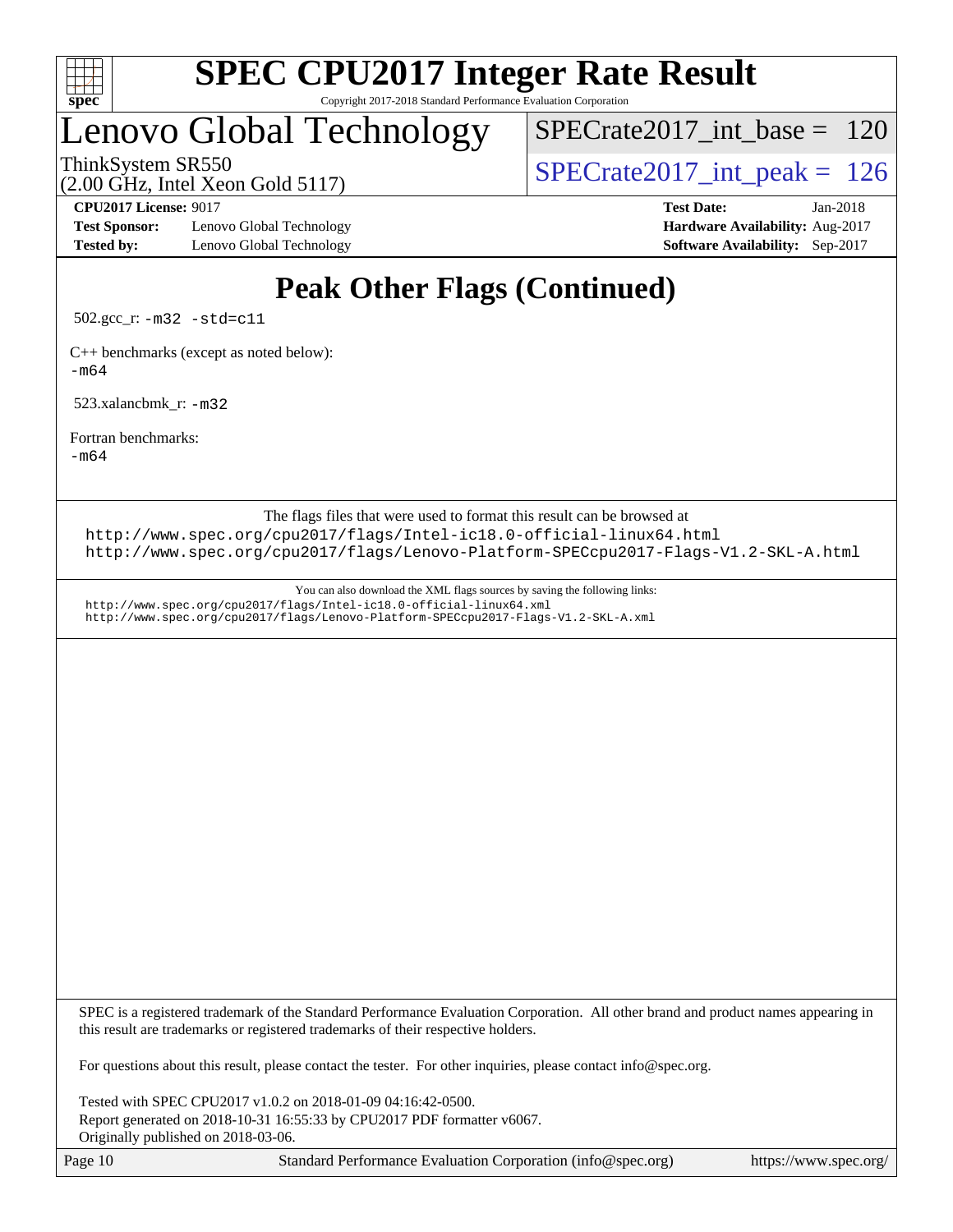## Peak Other Flags (Continued)

502.gcc_r: -m32 -std=c11

C++ benchmarks (except as noted below):
-m64

523.xalancbmk_r: -m32

Fortran benchmarks:
-m64

The flags files that were used to format this result can be browsed at
http://www.spec.org/cpu2017/flags/Intel-ic18.0-official-linux64.html
http://www.spec.org/cpu2017/flags/Lenovo-Platform-SPECcpu2017-Flags-V1.2-SKL-A.html

You can also download the XML flags sources by saving the following links:
http://www.spec.org/cpu2017/flags/Intel-ic18.0-official-linux64.xml
http://www.spec.org/cpu2017/flags/Lenovo-Platform-SPECcpu2017-Flags-V1.2-SKL-A.xml

SPEC is a registered trademark of the Standard Performance Evaluation Corporation. All other brand and product names appearing in this result are trademarks or registered trademarks of their respective holders.

For questions about this result, please contact the tester. For other inquiries, please contact info@spec.org.

Tested with SPEC CPU2017 v1.0.2 on 2018-01-09 04:16:42-0500.
Report generated on 2018-10-31 16:55:33 by CPU2017 PDF formatter v6067.
Originally published on 2018-03-06.